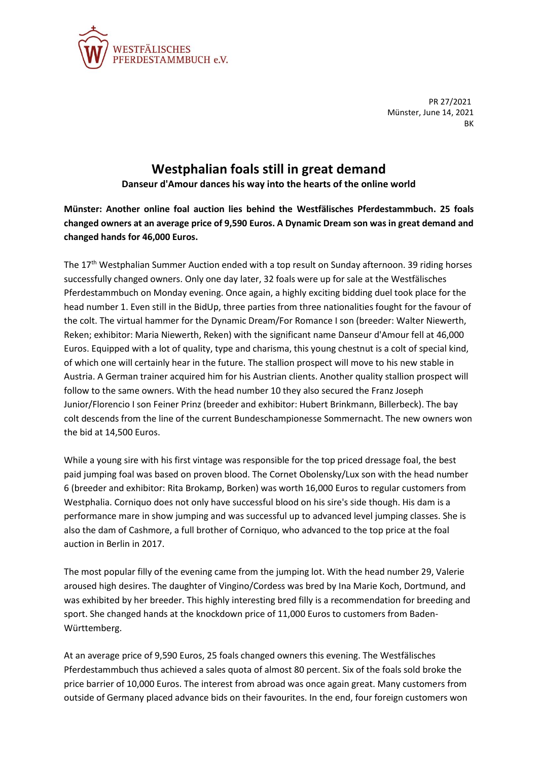WESTFÄLISCHES
PFERDESTAMMBUCH e.V.

PR 27/2021
Münster, June 14, 2021
BK

# Westphalian foals still in great demand

**Danseur d'Amour dances his way into the hearts of the online world**

**Münster: Another online foal auction lies behind the Westfälisches Pferdestammbuch. 25 foals changed owners at an average price of 9,590 Euros. A Dynamic Dream son was in great demand and changed hands for 46,000 Euros.**

The 17th Westphalian Summer Auction ended with a top result on Sunday afternoon. 39 riding horses successfully changed owners. Only one day later, 32 foals were up for sale at the Westfälisches Pferdestammbuch on Monday evening. Once again, a highly exciting bidding duel took place for the head number 1. Even still in the BidUp, three parties from three nationalities fought for the favour of the colt. The virtual hammer for the Dynamic Dream/For Romance I son (breeder: Walter Niewerth, Reken; exhibitor: Maria Niewerth, Reken) with the significant name Danseur d'Amour fell at 46,000 Euros. Equipped with a lot of quality, type and charisma, this young chestnut is a colt of special kind, of which one will certainly hear in the future. The stallion prospect will move to his new stable in Austria. A German trainer acquired him for his Austrian clients. Another quality stallion prospect will follow to the same owners. With the head number 10 they also secured the Franz Joseph Junior/Florencio I son Feiner Prinz (breeder and exhibitor: Hubert Brinkmann, Billerbeck). The bay colt descends from the line of the current Bundeschampionesse Sommernacht. The new owners won the bid at 14,500 Euros.

While a young sire with his first vintage was responsible for the top priced dressage foal, the best paid jumping foal was based on proven blood. The Cornet Obolensky/Lux son with the head number 6 (breeder and exhibitor: Rita Brokamp, Borken) was worth 16,000 Euros to regular customers from Westphalia. Corniquo does not only have successful blood on his sire's side though. His dam is a performance mare in show jumping and was successful up to advanced level jumping classes. She is also the dam of Cashmore, a full brother of Corniquo, who advanced to the top price at the foal auction in Berlin in 2017.

The most popular filly of the evening came from the jumping lot. With the head number 29, Valerie aroused high desires. The daughter of Vingino/Cordess was bred by Ina Marie Koch, Dortmund, and was exhibited by her breeder. This highly interesting bred filly is a recommendation for breeding and sport. She changed hands at the knockdown price of 11,000 Euros to customers from Baden-Württemberg.

At an average price of 9,590 Euros, 25 foals changed owners this evening. The Westfälisches Pferdestammbuch thus achieved a sales quota of almost 80 percent. Six of the foals sold broke the price barrier of 10,000 Euros. The interest from abroad was once again great. Many customers from outside of Germany placed advance bids on their favourites. In the end, four foreign customers won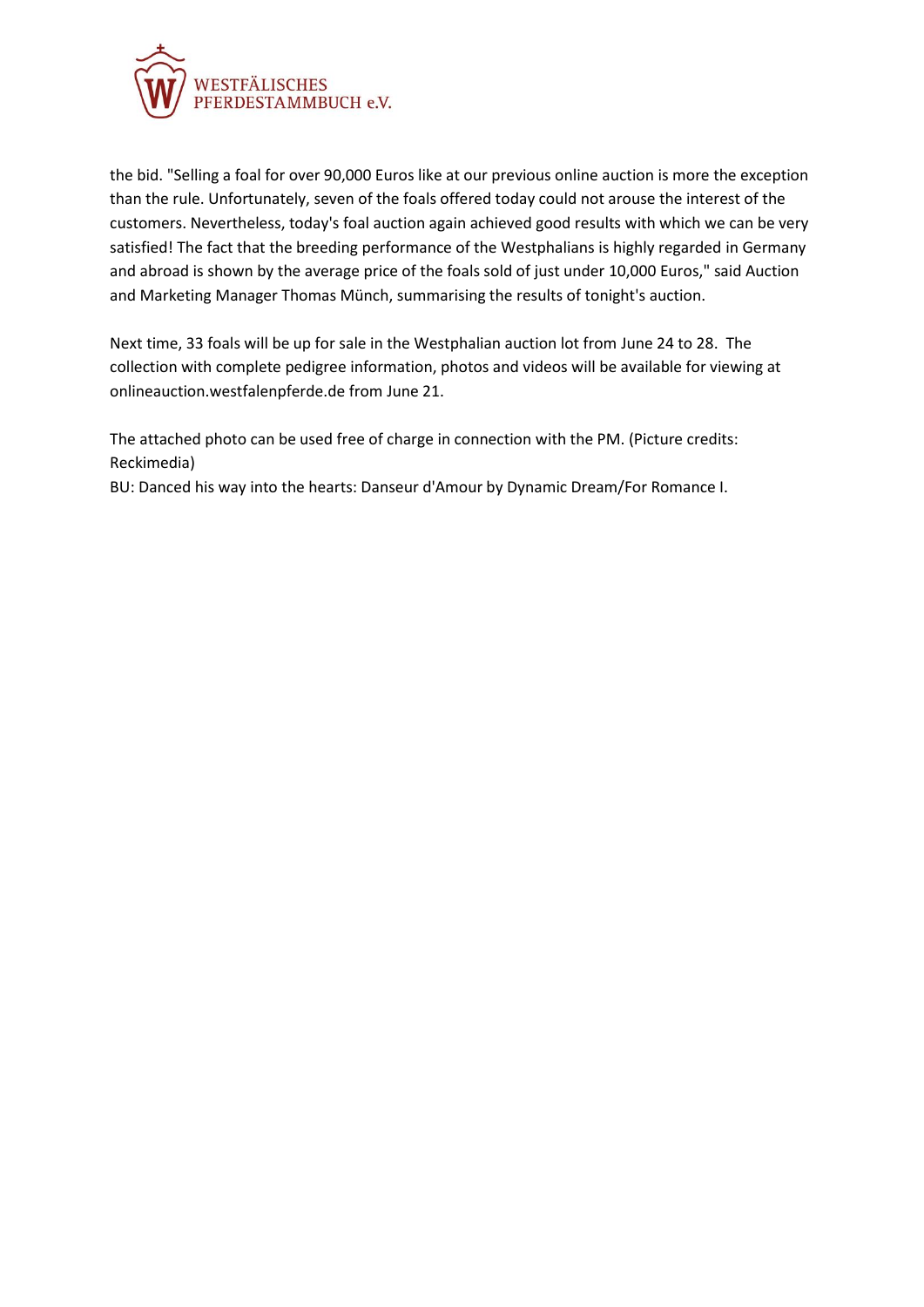the bid. "Selling a foal for over 90,000 Euros like at our previous online auction is more the exception than the rule. Unfortunately, seven of the foals offered today could not arouse the interest of the customers. Nevertheless, today's foal auction again achieved good results with which we can be very satisfied! The fact that the breeding performance of the Westphalians is highly regarded in Germany and abroad is shown by the average price of the foals sold of just under 10,000 Euros," said Auction and Marketing Manager Thomas Münch, summarising the results of tonight's auction.

Next time, 33 foals will be up for sale in the Westphalian auction lot from June 24 to 28. The collection with complete pedigree information, photos and videos will be available for viewing at onlineauction.westfalenpferde.de from June 21.

The attached photo can be used free of charge in connection with the PM. (Picture credits: Reckimedia)

BU: Danced his way into the hearts: Danseur d'Amour by Dynamic Dream/For Romance I.